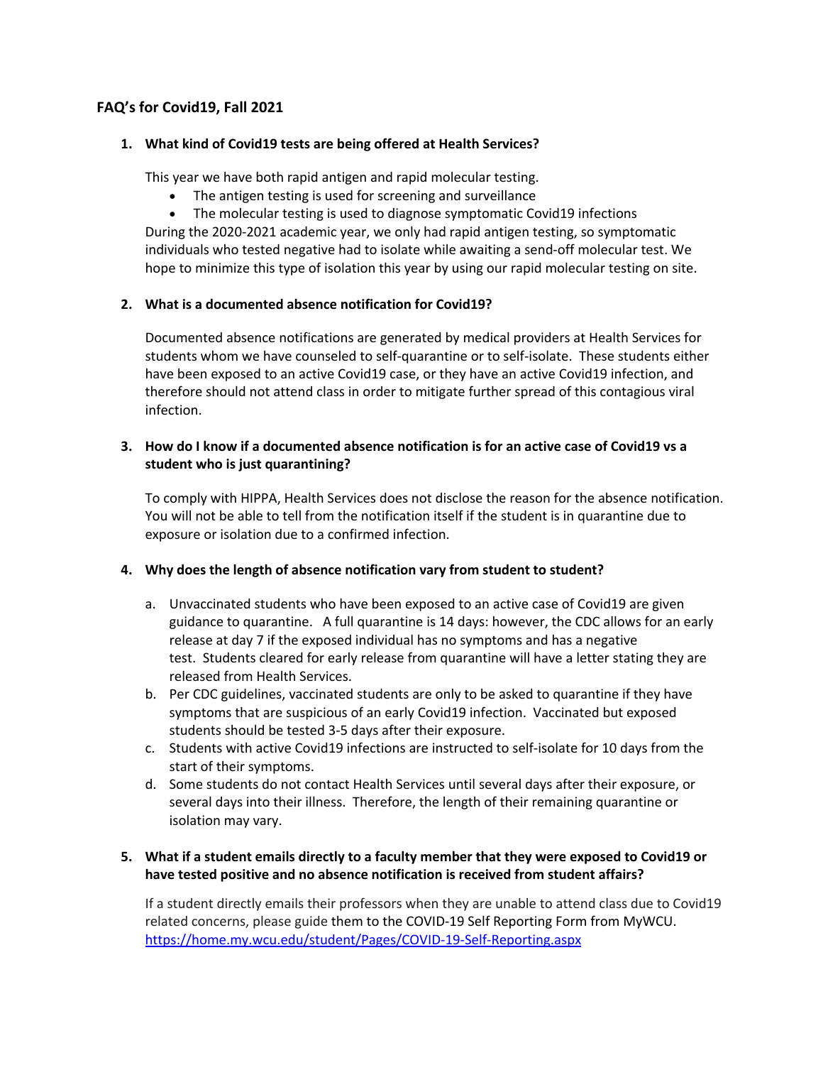## FAQ's for Covid19, Fall 2021

1. **What kind of Covid19 tests are being offered at Health Services?**

   This year we have both rapid antigen and rapid molecular testing.

   - The antigen testing is used for screening and surveillance
   - The molecular testing is used to diagnose symptomatic Covid19 infections

   During the 2020-2021 academic year, we only had rapid antigen testing, so symptomatic individuals who tested negative had to isolate while awaiting a send-off molecular test. We hope to minimize this type of isolation this year by using our rapid molecular testing on site.

2. **What is a documented absence notification for Covid19?**

   Documented absence notifications are generated by medical providers at Health Services for students whom we have counseled to self-quarantine or to self-isolate. These students either have been exposed to an active Covid19 case, or they have an active Covid19 infection, and therefore should not attend class in order to mitigate further spread of this contagious viral infection.

3. **How do I know if a documented absence notification is for an active case of Covid19 vs a student who is just quarantining?**

   To comply with HIPPA, Health Services does not disclose the reason for the absence notification. You will not be able to tell from the notification itself if the student is in quarantine due to exposure or isolation due to a confirmed infection.

4. **Why does the length of absence notification vary from student to student?**

   a. Unvaccinated students who have been exposed to an active case of Covid19 are given guidance to quarantine. A full quarantine is 14 days: however, the CDC allows for an early release at day 7 if the exposed individual has no symptoms and has a negative test. Students cleared for early release from quarantine will have a letter stating they are released from Health Services.

   b. Per CDC guidelines, vaccinated students are only to be asked to quarantine if they have symptoms that are suspicious of an early Covid19 infection. Vaccinated but exposed students should be tested 3-5 days after their exposure.

   c. Students with active Covid19 infections are instructed to self-isolate for 10 days from the start of their symptoms.

   d. Some students do not contact Health Services until several days after their exposure, or several days into their illness. Therefore, the length of their remaining quarantine or isolation may vary.

5. **What if a student emails directly to a faculty member that they were exposed to Covid19 or have tested positive and no absence notification is received from student affairs?**

   If a student directly emails their professors when they are unable to attend class due to Covid19 related concerns, please guide them to the COVID-19 Self Reporting Form from MyWCU. https://home.my.wcu.edu/student/Pages/COVID-19-Self-Reporting.aspx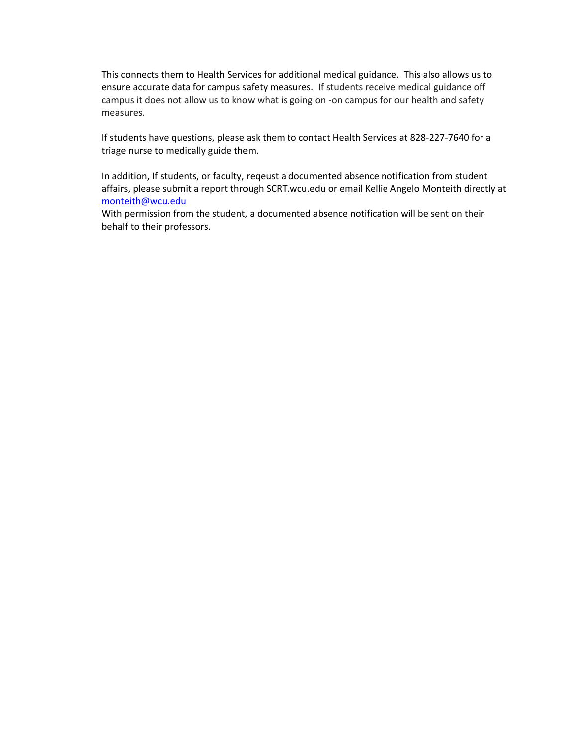This connects them to Health Services for additional medical guidance. This also allows us to ensure accurate data for campus safety measures. If students receive medical guidance off campus it does not allow us to know what is going on -on campus for our health and safety measures.

If students have questions, please ask them to contact Health Services at 828-227-7640 for a triage nurse to medically guide them.

In addition, If students, or faculty, reqeust a documented absence notification from student affairs, please submit a report through SCRT.wcu.edu or email Kellie Angelo Monteith directly at [monteith@wcu.edu](mailto:monteith@wcu.edu)
With permission from the student, a documented absence notification will be sent on their behalf to their professors.